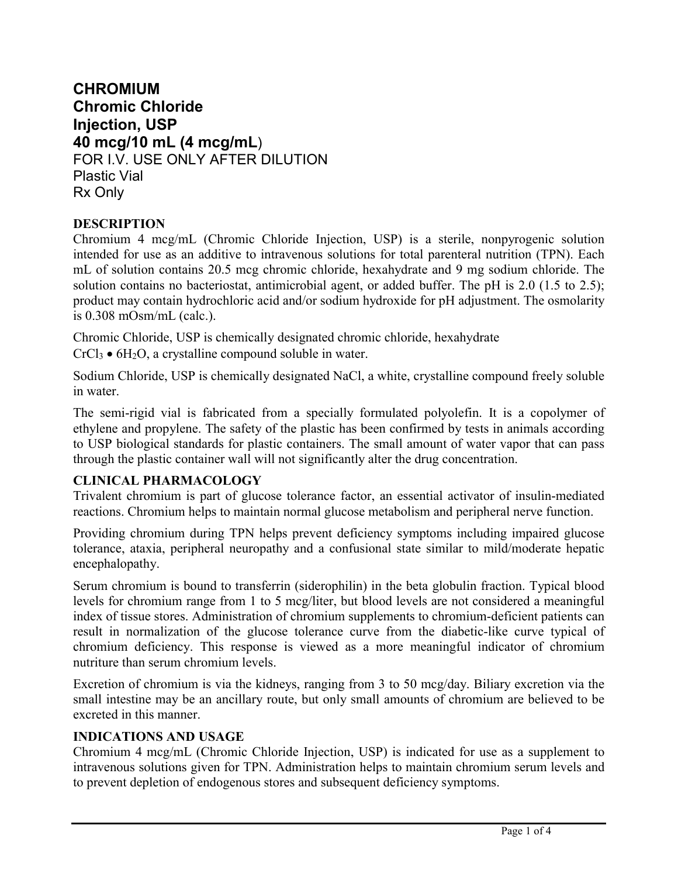# CHROMIUM
# Chromic Chloride
# Injection, USP
# 40 mcg/10 mL (4 mcg/mL)

FOR I.V. USE ONLY AFTER DILUTION
Plastic Vial
Rx Only

## DESCRIPTION

Chromium 4 mcg/mL (Chromic Chloride Injection, USP) is a sterile, nonpyrogenic solution intended for use as an additive to intravenous solutions for total parenteral nutrition (TPN). Each mL of solution contains 20.5 mcg chromic chloride, hexahydrate and 9 mg sodium chloride. The solution contains no bacteriostat, antimicrobial agent, or added buffer. The pH is 2.0 (1.5 to 2.5); product may contain hydrochloric acid and/or sodium hydroxide for pH adjustment. The osmolarity is 0.308 mOsm/mL (calc.).

Chromic Chloride, USP is chemically designated chromic chloride, hexahydrate $CrCl_3 \bullet 6H_2O$, a crystalline compound soluble in water.

Sodium Chloride, USP is chemically designated NaCl, a white, crystalline compound freely soluble in water.

The semi-rigid vial is fabricated from a specially formulated polyolefin. It is a copolymer of ethylene and propylene. The safety of the plastic has been confirmed by tests in animals according to USP biological standards for plastic containers. The small amount of water vapor that can pass through the plastic container wall will not significantly alter the drug concentration.

## CLINICAL PHARMACOLOGY

Trivalent chromium is part of glucose tolerance factor, an essential activator of insulin-mediated reactions. Chromium helps to maintain normal glucose metabolism and peripheral nerve function.

Providing chromium during TPN helps prevent deficiency symptoms including impaired glucose tolerance, ataxia, peripheral neuropathy and a confusional state similar to mild/moderate hepatic encephalopathy.

Serum chromium is bound to transferrin (siderophilin) in the beta globulin fraction. Typical blood levels for chromium range from 1 to 5 mcg/liter, but blood levels are not considered a meaningful index of tissue stores. Administration of chromium supplements to chromium-deficient patients can result in normalization of the glucose tolerance curve from the diabetic-like curve typical of chromium deficiency. This response is viewed as a more meaningful indicator of chromium nutriture than serum chromium levels.

Excretion of chromium is via the kidneys, ranging from 3 to 50 mcg/day. Biliary excretion via the small intestine may be an ancillary route, but only small amounts of chromium are believed to be excreted in this manner.

## INDICATIONS AND USAGE

Chromium 4 mcg/mL (Chromic Chloride Injection, USP) is indicated for use as a supplement to intravenous solutions given for TPN. Administration helps to maintain chromium serum levels and to prevent depletion of endogenous stores and subsequent deficiency symptoms.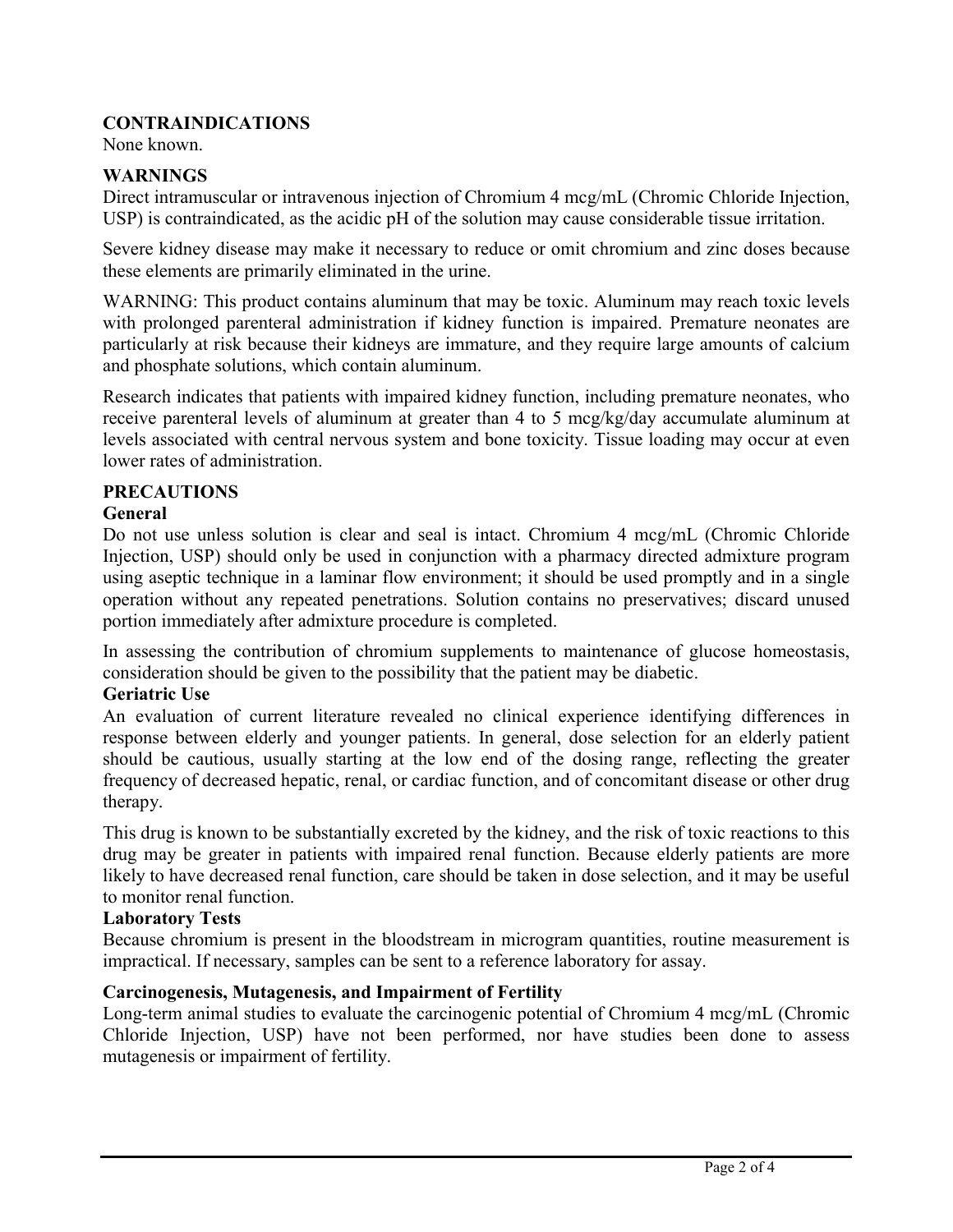## CONTRAINDICATIONS

None known.

## WARNINGS

Direct intramuscular or intravenous injection of Chromium 4 mcg/mL (Chromic Chloride Injection, USP) is contraindicated, as the acidic pH of the solution may cause considerable tissue irritation.

Severe kidney disease may make it necessary to reduce or omit chromium and zinc doses because these elements are primarily eliminated in the urine.

WARNING: This product contains aluminum that may be toxic. Aluminum may reach toxic levels with prolonged parenteral administration if kidney function is impaired. Premature neonates are particularly at risk because their kidneys are immature, and they require large amounts of calcium and phosphate solutions, which contain aluminum.

Research indicates that patients with impaired kidney function, including premature neonates, who receive parenteral levels of aluminum at greater than 4 to 5 mcg/kg/day accumulate aluminum at levels associated with central nervous system and bone toxicity. Tissue loading may occur at even lower rates of administration.

## PRECAUTIONS

### General

Do not use unless solution is clear and seal is intact. Chromium 4 mcg/mL (Chromic Chloride Injection, USP) should only be used in conjunction with a pharmacy directed admixture program using aseptic technique in a laminar flow environment; it should be used promptly and in a single operation without any repeated penetrations. Solution contains no preservatives; discard unused portion immediately after admixture procedure is completed.

In assessing the contribution of chromium supplements to maintenance of glucose homeostasis, consideration should be given to the possibility that the patient may be diabetic.

### Geriatric Use

An evaluation of current literature revealed no clinical experience identifying differences in response between elderly and younger patients. In general, dose selection for an elderly patient should be cautious, usually starting at the low end of the dosing range, reflecting the greater frequency of decreased hepatic, renal, or cardiac function, and of concomitant disease or other drug therapy.

This drug is known to be substantially excreted by the kidney, and the risk of toxic reactions to this drug may be greater in patients with impaired renal function. Because elderly patients are more likely to have decreased renal function, care should be taken in dose selection, and it may be useful to monitor renal function.

### Laboratory Tests

Because chromium is present in the bloodstream in microgram quantities, routine measurement is impractical. If necessary, samples can be sent to a reference laboratory for assay.

### Carcinogenesis, Mutagenesis, and Impairment of Fertility

Long-term animal studies to evaluate the carcinogenic potential of Chromium 4 mcg/mL (Chromic Chloride Injection, USP) have not been performed, nor have studies been done to assess mutagenesis or impairment of fertility.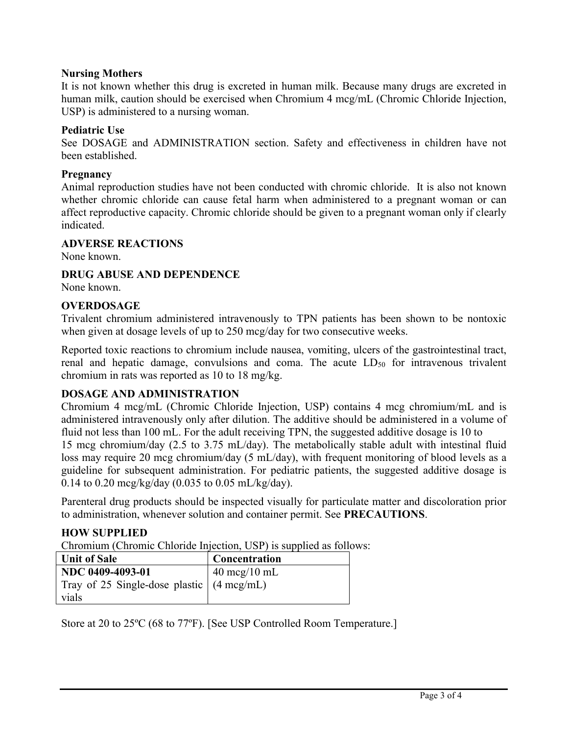**Nursing Mothers**

It is not known whether this drug is excreted in human milk. Because many drugs are excreted in human milk, caution should be exercised when Chromium 4 mcg/mL (Chromic Chloride Injection, USP) is administered to a nursing woman.

**Pediatric Use**

See DOSAGE and ADMINISTRATION section. Safety and effectiveness in children have not been established.

**Pregnancy**

Animal reproduction studies have not been conducted with chromic chloride. It is also not known whether chromic chloride can cause fetal harm when administered to a pregnant woman or can affect reproductive capacity. Chromic chloride should be given to a pregnant woman only if clearly indicated.

## ADVERSE REACTIONS

None known.

## DRUG ABUSE AND DEPENDENCE

None known.

## OVERDOSAGE

Trivalent chromium administered intravenously to TPN patients has been shown to be nontoxic when given at dosage levels of up to 250 mcg/day for two consecutive weeks.

Reported toxic reactions to chromium include nausea, vomiting, ulcers of the gastrointestinal tract, renal and hepatic damage, convulsions and coma. The acute $LD_{50}$ for intravenous trivalent chromium in rats was reported as 10 to 18 mg/kg.

## DOSAGE AND ADMINISTRATION

Chromium 4 mcg/mL (Chromic Chloride Injection, USP) contains 4 mcg chromium/mL and is administered intravenously only after dilution. The additive should be administered in a volume of fluid not less than 100 mL. For the adult receiving TPN, the suggested additive dosage is 10 to 15 mcg chromium/day (2.5 to 3.75 mL/day). The metabolically stable adult with intestinal fluid loss may require 20 mcg chromium/day (5 mL/day), with frequent monitoring of blood levels as a guideline for subsequent administration. For pediatric patients, the suggested additive dosage is 0.14 to 0.20 mcg/kg/day (0.035 to 0.05 mL/kg/day).

Parenteral drug products should be inspected visually for particulate matter and discoloration prior to administration, whenever solution and container permit. See **PRECAUTIONS**.

## HOW SUPPLIED

Chromium (Chromic Chloride Injection, USP) is supplied as follows:

| Unit of Sale | Concentration |
|---|---|
| **NDC 0409-4093-01** Tray of 25 Single-dose plastic vials | 40 mcg/10 mL (4 mcg/mL) |

Store at 20 to 25ºC (68 to 77ºF). [See USP Controlled Room Temperature.]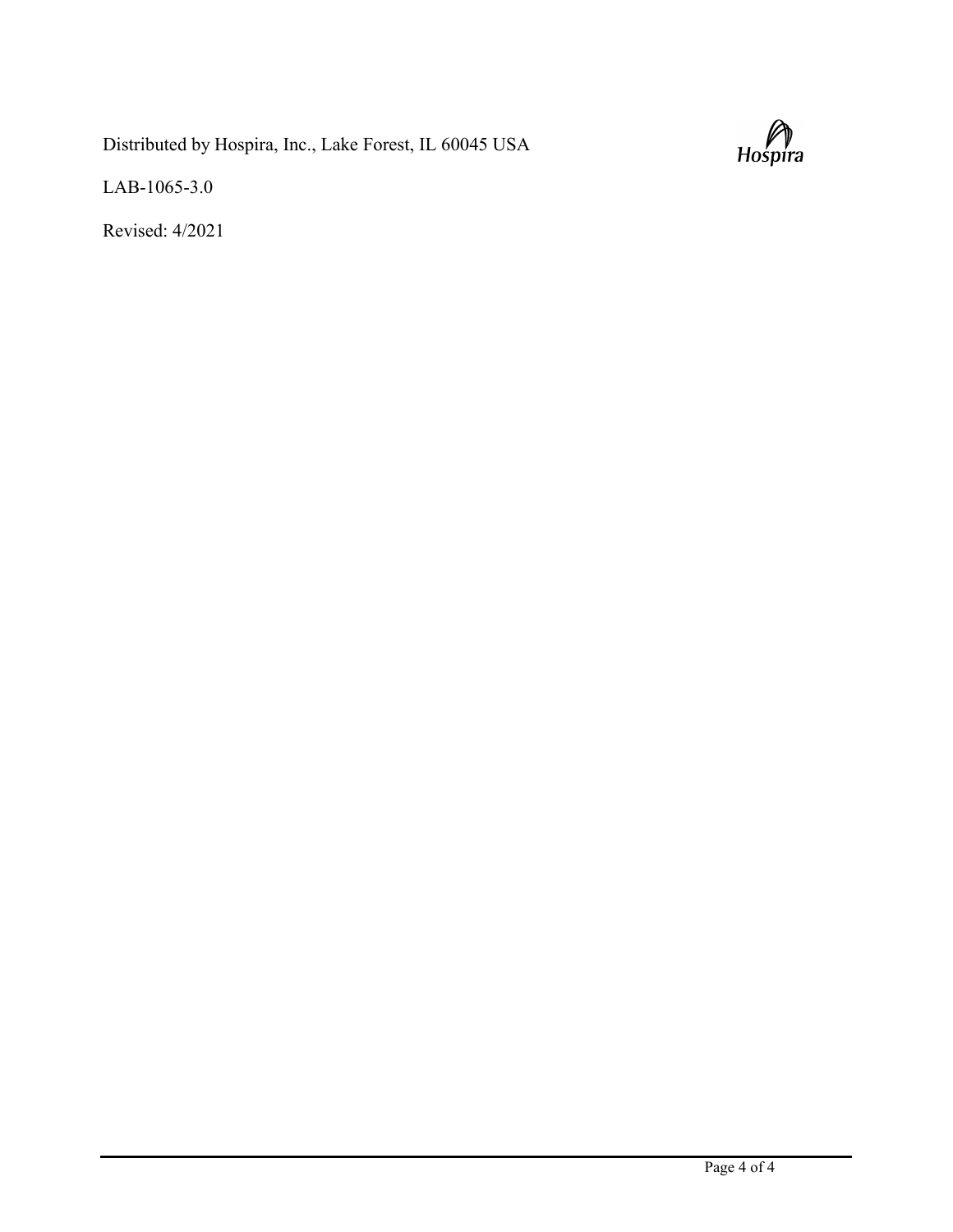Distributed by Hospira, Inc., Lake Forest, IL 60045 USA

LAB-1065-3.0

Revised: 4/2021